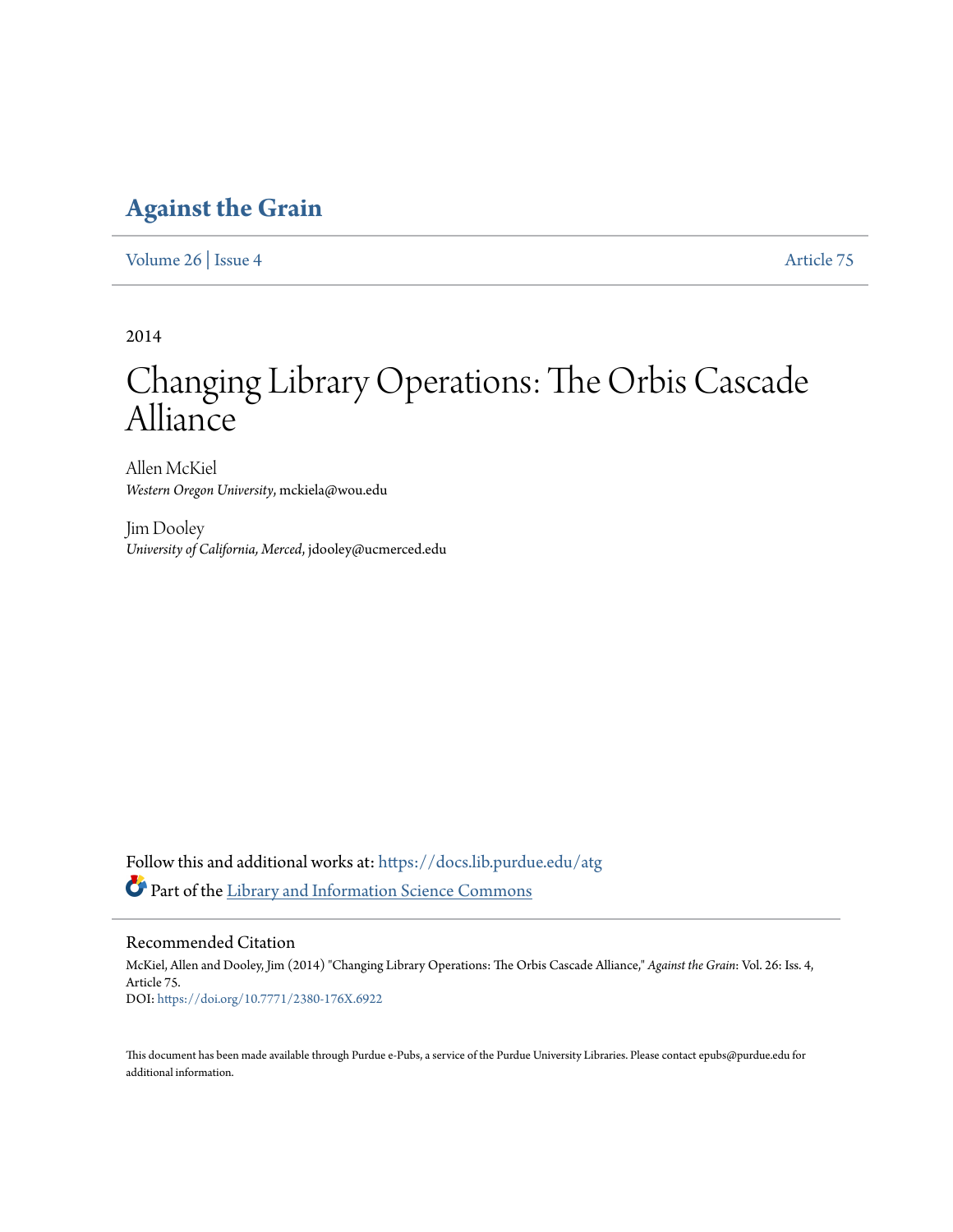# Against the Grain

Volume 26 | Issue 4 Article 75

2014

# Changing Library Operations: The Orbis Cascade Alliance

Allen McKiel
*Western Oregon University*, mckiela@wou.edu

Jim Dooley
*University of California, Merced*, jdooley@ucmerced.edu

Follow this and additional works at: https://docs.lib.purdue.edu/atg

Part of the Library and Information Science Commons

## Recommended Citation

McKiel, Allen and Dooley, Jim (2014) "Changing Library Operations: The Orbis Cascade Alliance," *Against the Grain*: Vol. 26: Iss. 4, Article 75.
DOI: https://doi.org/10.7771/2380-176X.6922

This document has been made available through Purdue e-Pubs, a service of the Purdue University Libraries. Please contact epubs@purdue.edu for additional information.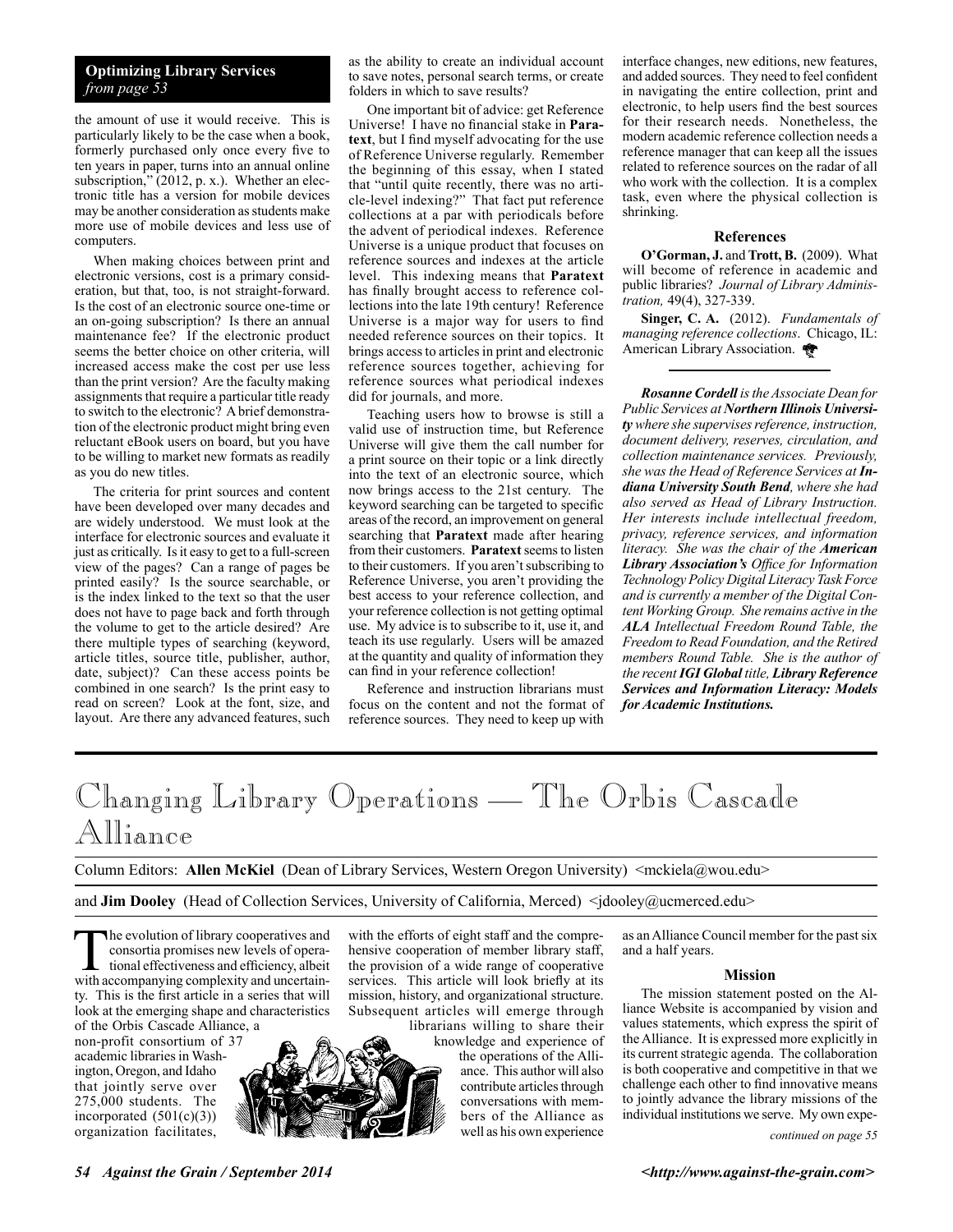**Optimizing Library Services**
*from page 53*

the amount of use it would receive. This is particularly likely to be the case when a book, formerly purchased only once every five to ten years in paper, turns into an annual online subscription," (2012, p. x.). Whether an electronic title has a version for mobile devices may be another consideration as students make more use of mobile devices and less use of computers.

When making choices between print and electronic versions, cost is a primary consideration, but that, too, is not straight-forward. Is the cost of an electronic source one-time or an on-going subscription? Is there an annual maintenance fee? If the electronic product seems the better choice on other criteria, will increased access make the cost per use less than the print version? Are the faculty making assignments that require a particular title ready to switch to the electronic? A brief demonstration of the electronic product might bring even reluctant eBook users on board, but you have to be willing to market new formats as readily as you do new titles.

The criteria for print sources and content have been developed over many decades and are widely understood. We must look at the interface for electronic sources and evaluate it just as critically. Is it easy to get to a full-screen view of the pages? Can a range of pages be printed easily? Is the source searchable, or is the index linked to the text so that the user does not have to page back and forth through the volume to get to the article desired? Are there multiple types of searching (keyword, article titles, source title, publisher, author, date, subject)? Can these access points be combined in one search? Is the print easy to read on screen? Look at the font, size, and layout. Are there any advanced features, such as the ability to create an individual account to save notes, personal search terms, or create folders in which to save results?

One important bit of advice: get Reference Universe! I have no financial stake in **Paratext**, but I find myself advocating for the use of Reference Universe regularly. Remember the beginning of this essay, when I stated that "until quite recently, there was no article-level indexing?" That fact put reference collections at a par with periodicals before the advent of periodical indexes. Reference Universe is a unique product that focuses on reference sources and indexes at the article level. This indexing means that **Paratext** has finally brought access to reference collections into the late 19th century! Reference Universe is a major way for users to find needed reference sources on their topics. It brings access to articles in print and electronic reference sources together, achieving for reference sources what periodical indexes did for journals, and more.

Teaching users how to browse is still a valid use of instruction time, but Reference Universe will give them the call number for a print source on their topic or a link directly into the text of an electronic source, which now brings access to the 21st century. The keyword searching can be targeted to specific areas of the record, an improvement on general searching that **Paratext** made after hearing from their customers. **Paratext** seems to listen to their customers. If you aren't subscribing to Reference Universe, you aren't providing the best access to your reference collection, and your reference collection is not getting optimal use. My advice is to subscribe to it, use it, and teach its use regularly. Users will be amazed at the quantity and quality of information they can find in your reference collection!

Reference and instruction librarians must focus on the content and not the format of reference sources. They need to keep up with interface changes, new editions, new features, and added sources. They need to feel confident in navigating the entire collection, print and electronic, to help users find the best sources for their research needs. Nonetheless, the modern academic reference collection needs a reference manager that can keep all the issues related to reference sources on the radar of all who work with the collection. It is a complex task, even where the physical collection is shrinking.

### References

**O'Gorman, J.** and **Trott, B.** (2009). What will become of reference in academic and public libraries? *Journal of Library Administration,* 49(4), 327-339.

**Singer, C. A.** (2012). *Fundamentals of managing reference collections*. Chicago, IL: American Library Association.

***Rosanne Cordell** is the Associate Dean for Public Services at **Northern Illinois University** where she supervises reference, instruction, document delivery, reserves, circulation, and collection maintenance services. Previously, she was the Head of Reference Services at **Indiana University South Bend**, where she had also served as Head of Library Instruction. Her interests include intellectual freedom, privacy, reference services, and information literacy. She was the chair of the **American Library Association's** Office for Information Technology Policy Digital Literacy Task Force and is currently a member of the Digital Content Working Group. She remains active in the **ALA** Intellectual Freedom Round Table, the Freedom to Read Foundation, and the Retired members Round Table. She is the author of the recent **IGI Global** title, **Library Reference Services and Information Literacy: Models for Academic Institutions.***

# Changing Library Operations — The Orbis Cascade Alliance

Column Editors: **Allen McKiel** (Dean of Library Services, Western Oregon University) <mckiela@wou.edu>

and **Jim Dooley** (Head of Collection Services, University of California, Merced) <jdooley@ucmerced.edu>

The evolution of library cooperatives and consortia promises new levels of operational effectiveness and efficiency, albeit with accompanying complexity and uncertainty. This is the first article in a series that will look at the emerging shape and characteristics of the Orbis Cascade Alliance, a non-profit consortium of 37 academic libraries in Washington, Oregon, and Idaho that jointly serve over 275,000 students. The incorporated (501(c)(3)) organization facilitates, with the efforts of eight staff and the comprehensive cooperation of member library staff, the provision of a wide range of cooperative services. This article will look briefly at its mission, history, and organizational structure. Subsequent articles will emerge through librarians willing to share their knowledge and experience of the operations of the Alliance. This author will also contribute articles through conversations with members of the Alliance as well as his own experience as an Alliance Council member for the past six and a half years.

### Mission

The mission statement posted on the Alliance Website is accompanied by vision and values statements, which express the spirit of the Alliance. It is expressed more explicitly in its current strategic agenda. The collaboration is both cooperative and competitive in that we challenge each other to find innovative means to jointly advance the library missions of the individual institutions we serve. My own expe-

*continued on page 55*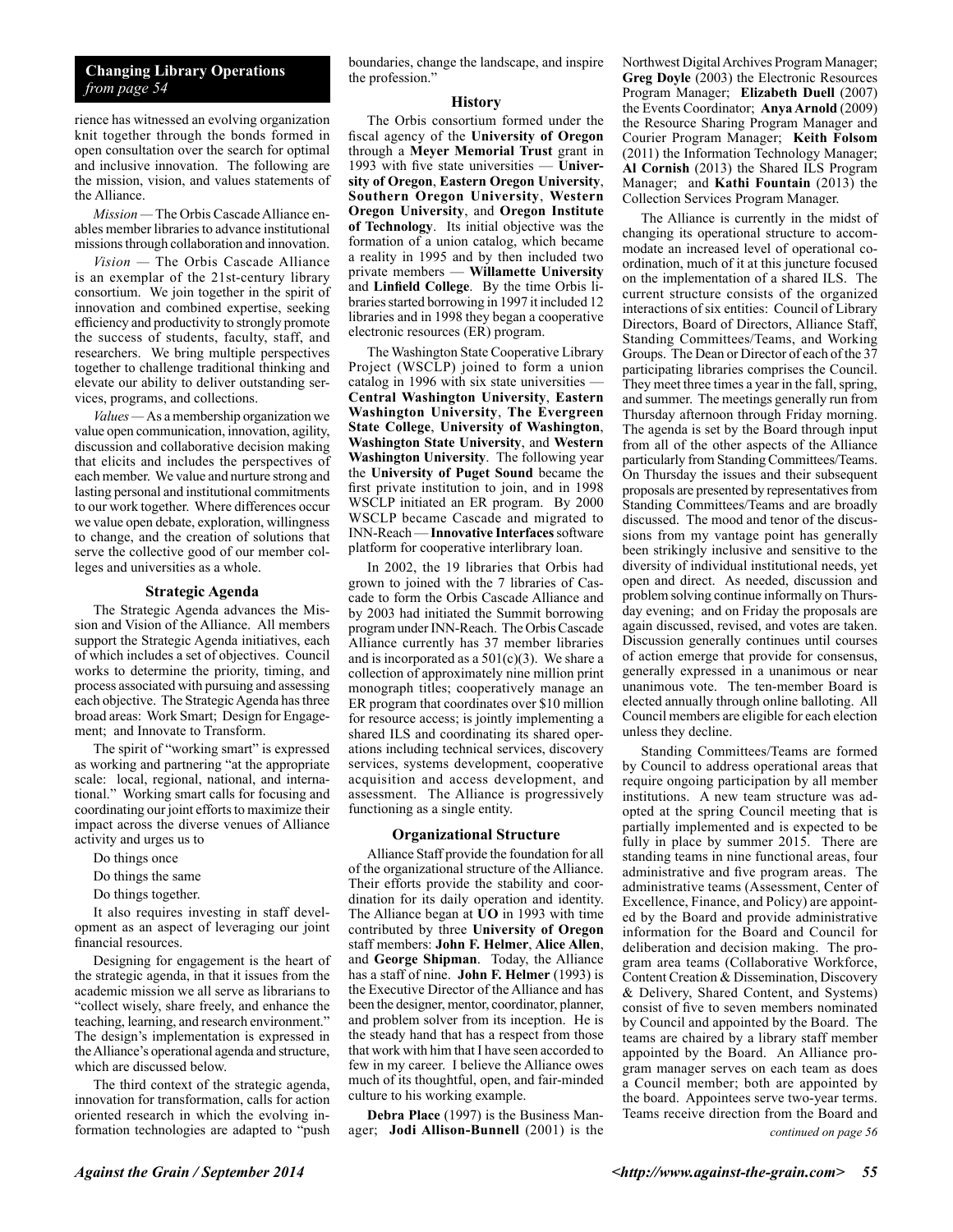**Changing Library Operations**
*from page 54*

rience has witnessed an evolving organization knit together through the bonds formed in open consultation over the search for optimal and inclusive innovation. The following are the mission, vision, and values statements of the Alliance.

*Mission* — The Orbis Cascade Alliance enables member libraries to advance institutional missions through collaboration and innovation.

*Vision* — The Orbis Cascade Alliance is an exemplar of the 21st-century library consortium. We join together in the spirit of innovation and combined expertise, seeking efficiency and productivity to strongly promote the success of students, faculty, staff, and researchers. We bring multiple perspectives together to challenge traditional thinking and elevate our ability to deliver outstanding services, programs, and collections.

*Values* — As a membership organization we value open communication, innovation, agility, discussion and collaborative decision making that elicits and includes the perspectives of each member. We value and nurture strong and lasting personal and institutional commitments to our work together. Where differences occur we value open debate, exploration, willingness to change, and the creation of solutions that serve the collective good of our member colleges and universities as a whole.

### Strategic Agenda

The Strategic Agenda advances the Mission and Vision of the Alliance. All members support the Strategic Agenda initiatives, each of which includes a set of objectives. Council works to determine the priority, timing, and process associated with pursuing and assessing each objective. The Strategic Agenda has three broad areas: Work Smart; Design for Engagement; and Innovate to Transform.

The spirit of "working smart" is expressed as working and partnering "at the appropriate scale: local, regional, national, and international." Working smart calls for focusing and coordinating our joint efforts to maximize their impact across the diverse venues of Alliance activity and urges us to

Do things once

Do things the same

Do things together.

It also requires investing in staff development as an aspect of leveraging our joint financial resources.

Designing for engagement is the heart of the strategic agenda, in that it issues from the academic mission we all serve as librarians to "collect wisely, share freely, and enhance the teaching, learning, and research environment." The design's implementation is expressed in the Alliance's operational agenda and structure, which are discussed below.

The third context of the strategic agenda, innovation for transformation, calls for action oriented research in which the evolving information technologies are adapted to "push boundaries, change the landscape, and inspire the profession."

### History

The Orbis consortium formed under the fiscal agency of the **University of Oregon** through a **Meyer Memorial Trust** grant in 1993 with five state universities — **University of Oregon**, **Eastern Oregon University**, **Southern Oregon University**, **Western Oregon University**, and **Oregon Institute of Technology**. Its initial objective was the formation of a union catalog, which became a reality in 1995 and by then included two private members — **Willamette University** and **Linfield College**. By the time Orbis libraries started borrowing in 1997 it included 12 libraries and in 1998 they began a cooperative electronic resources (ER) program.

The Washington State Cooperative Library Project (WSCLP) joined to form a union catalog in 1996 with six state universities — **Central Washington University**, **Eastern Washington University**, **The Evergreen State College**, **University of Washington**, **Washington State University**, and **Western Washington University**. The following year the **University of Puget Sound** became the first private institution to join, and in 1998 WSCLP initiated an ER program. By 2000 WSCLP became Cascade and migrated to INN-Reach — **Innovative Interfaces** software platform for cooperative interlibrary loan.

In 2002, the 19 libraries that Orbis had grown to joined with the 7 libraries of Cascade to form the Orbis Cascade Alliance and by 2003 had initiated the Summit borrowing program under INN-Reach. The Orbis Cascade Alliance currently has 37 member libraries and is incorporated as a 501(c)(3). We share a collection of approximately nine million print monograph titles; cooperatively manage an ER program that coordinates over $10 million for resource access; is jointly implementing a shared ILS and coordinating its shared operations including technical services, discovery services, systems development, cooperative acquisition and access development, and assessment. The Alliance is progressively functioning as a single entity.

### Organizational Structure

Alliance Staff provide the foundation for all of the organizational structure of the Alliance. Their efforts provide the stability and coordination for its daily operation and identity. The Alliance began at **UO** in 1993 with time contributed by three **University of Oregon** staff members: **John F. Helmer**, **Alice Allen**, and **George Shipman**. Today, the Alliance has a staff of nine. **John F. Helmer** (1993) is the Executive Director of the Alliance and has been the designer, mentor, coordinator, planner, and problem solver from its inception. He is the steady hand that has a respect from those that work with him that I have seen accorded to few in my career. I believe the Alliance owes much of its thoughtful, open, and fair-minded culture to his working example.

**Debra Place** (1997) is the Business Manager; **Jodi Allison-Bunnell** (2001) is the Northwest Digital Archives Program Manager; **Greg Doyle** (2003) the Electronic Resources Program Manager; **Elizabeth Duell** (2007) the Events Coordinator; **Anya Arnold** (2009) the Resource Sharing Program Manager and Courier Program Manager; **Keith Folsom** (2011) the Information Technology Manager; **Al Cornish** (2013) the Shared ILS Program Manager; and **Kathi Fountain** (2013) the Collection Services Program Manager.

The Alliance is currently in the midst of changing its operational structure to accommodate an increased level of operational coordination, much of it at this juncture focused on the implementation of a shared ILS. The current structure consists of the organized interactions of six entities: Council of Library Directors, Board of Directors, Alliance Staff, Standing Committees/Teams, and Working Groups. The Dean or Director of each of the 37 participating libraries comprises the Council. They meet three times a year in the fall, spring, and summer. The meetings generally run from Thursday afternoon through Friday morning. The agenda is set by the Board through input from all of the other aspects of the Alliance particularly from Standing Committees/Teams. On Thursday the issues and their subsequent proposals are presented by representatives from Standing Committees/Teams and are broadly discussed. The mood and tenor of the discussions from my vantage point has generally been strikingly inclusive and sensitive to the diversity of individual institutional needs, yet open and direct. As needed, discussion and problem solving continue informally on Thursday evening; and on Friday the proposals are again discussed, revised, and votes are taken. Discussion generally continues until courses of action emerge that provide for consensus, generally expressed in a unanimous or near unanimous vote. The ten-member Board is elected annually through online balloting. All Council members are eligible for each election unless they decline.

Standing Committees/Teams are formed by Council to address operational areas that require ongoing participation by all member institutions. A new team structure was adopted at the spring Council meeting that is partially implemented and is expected to be fully in place by summer 2015. There are standing teams in nine functional areas, four administrative and five program areas. The administrative teams (Assessment, Center of Excellence, Finance, and Policy) are appointed by the Board and provide administrative information for the Board and Council for deliberation and decision making. The program area teams (Collaborative Workforce, Content Creation & Dissemination, Discovery & Delivery, Shared Content, and Systems) consist of five to seven members nominated by Council and appointed by the Board. The teams are chaired by a library staff member appointed by the Board. An Alliance program manager serves on each team as does a Council member; both are appointed by the board. Appointees serve two-year terms. Teams receive direction from the Board and

*continued on page 56*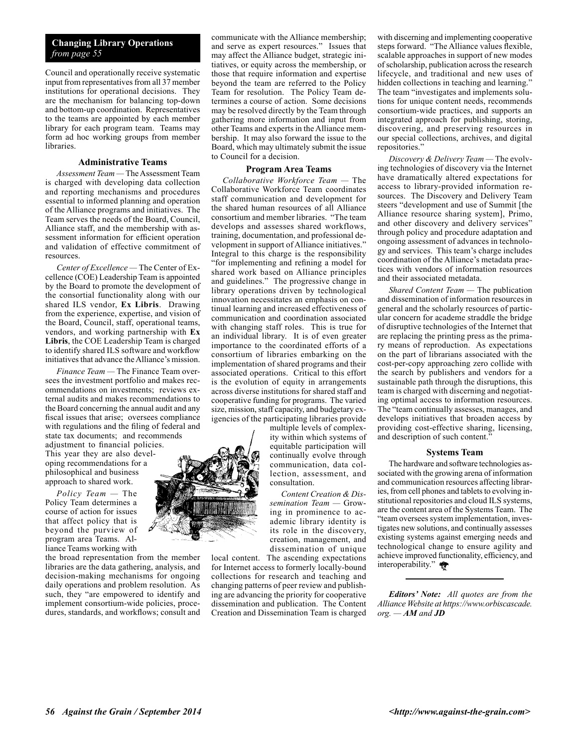**Changing Library Operations**
*from page 55*

Council and operationally receive systematic input from representatives from all 37 member institutions for operational decisions. They are the mechanism for balancing top-down and bottom-up coordination. Representatives to the teams are appointed by each member library for each program team. Teams may form ad hoc working groups from member libraries.

### Administrative Teams

*Assessment Team* — The Assessment Team is charged with developing data collection and reporting mechanisms and procedures essential to informed planning and operation of the Alliance programs and initiatives. The Team serves the needs of the Board, Council, Alliance staff, and the membership with assessment information for efficient operation and validation of effective commitment of resources.

*Center of Excellence* — The Center of Excellence (COE) Leadership Team is appointed by the Board to promote the development of the consortial functionality along with our shared ILS vendor, **Ex Libris**. Drawing from the experience, expertise, and vision of the Board, Council, staff, operational teams, vendors, and working partnership with **Ex Libris**, the COE Leadership Team is charged to identify shared ILS software and workflow initiatives that advance the Alliance's mission.

*Finance Team* — The Finance Team oversees the investment portfolio and makes recommendations on investments; reviews external audits and makes recommendations to the Board concerning the annual audit and any fiscal issues that arise; oversees compliance with regulations and the filing of federal and state tax documents; and recommends adjustment to financial policies. This year they are also developing recommendations for a philosophical and business approach to shared work.

*Policy Team* — The Policy Team determines a course of action for issues that affect policy that is beyond the purview of program area Teams. Alliance Teams working with the broad representation from the member libraries are the data gathering, analysis, and decision-making mechanisms for ongoing daily operations and problem resolution. As such, they "are empowered to identify and implement consortium-wide policies, procedures, standards, and workflows; consult and communicate with the Alliance membership; and serve as expert resources." Issues that may affect the Alliance budget, strategic initiatives, or equity across the membership, or those that require information and expertise beyond the team are referred to the Policy Team for resolution. The Policy Team determines a course of action. Some decisions may be resolved directly by the Team through gathering more information and input from other Teams and experts in the Alliance membership. It may also forward the issue to the Board, which may ultimately submit the issue to Council for a decision.

### Program Area Teams

*Collaborative Workforce Team* — The Collaborative Workforce Team coordinates staff communication and development for the shared human resources of all Alliance consortium and member libraries. "The team develops and assesses shared workflows, training, documentation, and professional development in support of Alliance initiatives." Integral to this charge is the responsibility "for implementing and refining a model for shared work based on Alliance principles and guidelines." The progressive change in library operations driven by technological innovation necessitates an emphasis on continual learning and increased effectiveness of communication and coordination associated with changing staff roles. This is true for an individual library. It is of even greater importance to the coordinated efforts of a consortium of libraries embarking on the implementation of shared programs and their associated operations. Critical to this effort is the evolution of equity in arrangements across diverse institutions for shared staff and cooperative funding for programs. The varied size, mission, staff capacity, and budgetary exigencies of the participating libraries provide multiple levels of complexity within which systems of equitable participation will continually evolve through communication, data collection, assessment, and consultation.

*Content Creation & Dissemination Team* — Growing in prominence to academic library identity is its role in the discovery, creation, management, and dissemination of unique local content. The ascending expectations for Internet access to formerly locally-bound collections for research and teaching and changing patterns of peer review and publishing are advancing the priority for cooperative dissemination and publication. The Content Creation and Dissemination Team is charged with discerning and implementing cooperative steps forward. "The Alliance values flexible, scalable approaches in support of new modes of scholarship, publication across the research lifecycle, and traditional and new uses of hidden collections in teaching and learning." The team "investigates and implements solutions for unique content needs, recommends consortium-wide practices, and supports an integrated approach for publishing, storing, discovering, and preserving resources in our special collections, archives, and digital repositories."

*Discovery & Delivery Team* — The evolving technologies of discovery via the Internet have dramatically altered expectations for access to library-provided information resources. The Discovery and Delivery Team steers "development and use of Summit [the Alliance resource sharing system], Primo, and other discovery and delivery services" through policy and procedure adaptation and ongoing assessment of advances in technology and services. This team's charge includes coordination of the Alliance's metadata practices with vendors of information resources and their associated metadata.

*Shared Content Team* — The publication and dissemination of information resources in general and the scholarly resources of particular concern for academe straddle the bridge of disruptive technologies of the Internet that are replacing the printing press as the primary means of reproduction. As expectations on the part of librarians associated with the cost-per-copy approaching zero collide with the search by publishers and vendors for a sustainable path through the disruptions, this team is charged with discerning and negotiating optimal access to information resources. The "team continually assesses, manages, and develops initiatives that broaden access by providing cost-effective sharing, licensing, and description of such content."

### Systems Team

The hardware and software technologies associated with the growing arena of information and communication resources affecting libraries, from cell phones and tablets to evolving institutional repositories and cloud ILS systems, are the content area of the Systems Team. The "team oversees system implementation, investigates new solutions, and continually assesses existing systems against emerging needs and technological change to ensure agility and achieve improved functionality, efficiency, and interoperability."

---

***Editors' Note:*** *All quotes are from the Alliance Website at https://www.orbiscascade.org. —* ***AM*** *and* ***JD***